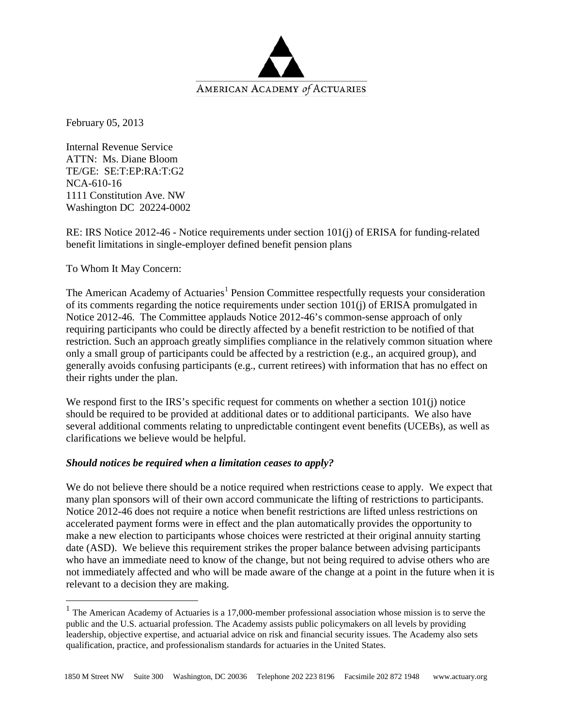AMERICAN ACADEMY *of* ACTUARIES

February 05, 2013

Internal Revenue Service
ATTN: Ms. Diane Bloom
TE/GE: SE:T:EP:RA:T:G2
NCA-610-16
1111 Constitution Ave. NW
Washington DC 20224-0002

RE: IRS Notice 2012-46 - Notice requirements under section 101(j) of ERISA for funding-related benefit limitations in single-employer defined benefit pension plans

To Whom It May Concern:

The American Academy of Actuaries[1] Pension Committee respectfully requests your consideration of its comments regarding the notice requirements under section 101(j) of ERISA promulgated in Notice 2012-46. The Committee applauds Notice 2012-46's common-sense approach of only requiring participants who could be directly affected by a benefit restriction to be notified of that restriction. Such an approach greatly simplifies compliance in the relatively common situation where only a small group of participants could be affected by a restriction (e.g., an acquired group), and generally avoids confusing participants (e.g., current retirees) with information that has no effect on their rights under the plan.

We respond first to the IRS's specific request for comments on whether a section 101(j) notice should be required to be provided at additional dates or to additional participants. We also have several additional comments relating to unpredictable contingent event benefits (UCEBs), as well as clarifications we believe would be helpful.

***Should notices be required when a limitation ceases to apply?***

We do not believe there should be a notice required when restrictions cease to apply. We expect that many plan sponsors will of their own accord communicate the lifting of restrictions to participants. Notice 2012-46 does not require a notice when benefit restrictions are lifted unless restrictions on accelerated payment forms were in effect and the plan automatically provides the opportunity to make a new election to participants whose choices were restricted at their original annuity starting date (ASD). We believe this requirement strikes the proper balance between advising participants who have an immediate need to know of the change, but not being required to advise others who are not immediately affected and who will be made aware of the change at a point in the future when it is relevant to a decision they are making.

[1] The American Academy of Actuaries is a 17,000-member professional association whose mission is to serve the public and the U.S. actuarial profession. The Academy assists public policymakers on all levels by providing leadership, objective expertise, and actuarial advice on risk and financial security issues. The Academy also sets qualification, practice, and professionalism standards for actuaries in the United States.

1850 M Street NW Suite 300 Washington, DC 20036 Telephone 202 223 8196 Facsimile 202 872 1948 www.actuary.org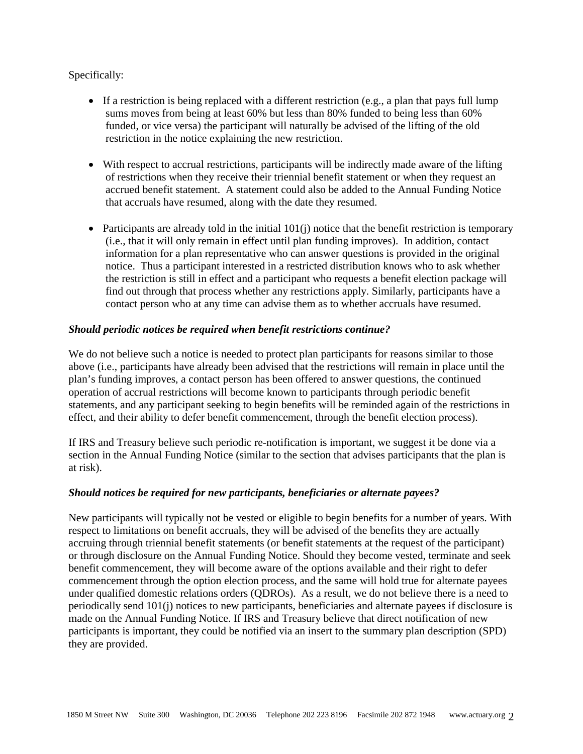Specifically:

- If a restriction is being replaced with a different restriction (e.g., a plan that pays full lump sums moves from being at least 60% but less than 80% funded to being less than 60% funded, or vice versa) the participant will naturally be advised of the lifting of the old restriction in the notice explaining the new restriction.

- With respect to accrual restrictions, participants will be indirectly made aware of the lifting of restrictions when they receive their triennial benefit statement or when they request an accrued benefit statement. A statement could also be added to the Annual Funding Notice that accruals have resumed, along with the date they resumed.

- Participants are already told in the initial 101(j) notice that the benefit restriction is temporary (i.e., that it will only remain in effect until plan funding improves). In addition, contact information for a plan representative who can answer questions is provided in the original notice. Thus a participant interested in a restricted distribution knows who to ask whether the restriction is still in effect and a participant who requests a benefit election package will find out through that process whether any restrictions apply. Similarly, participants have a contact person who at any time can advise them as to whether accruals have resumed.

***Should periodic notices be required when benefit restrictions continue?***

We do not believe such a notice is needed to protect plan participants for reasons similar to those above (i.e., participants have already been advised that the restrictions will remain in place until the plan's funding improves, a contact person has been offered to answer questions, the continued operation of accrual restrictions will become known to participants through periodic benefit statements, and any participant seeking to begin benefits will be reminded again of the restrictions in effect, and their ability to defer benefit commencement, through the benefit election process).

If IRS and Treasury believe such periodic re-notification is important, we suggest it be done via a section in the Annual Funding Notice (similar to the section that advises participants that the plan is at risk).

***Should notices be required for new participants, beneficiaries or alternate payees?***

New participants will typically not be vested or eligible to begin benefits for a number of years. With respect to limitations on benefit accruals, they will be advised of the benefits they are actually accruing through triennial benefit statements (or benefit statements at the request of the participant) or through disclosure on the Annual Funding Notice. Should they become vested, terminate and seek benefit commencement, they will become aware of the options available and their right to defer commencement through the option election process, and the same will hold true for alternate payees under qualified domestic relations orders (QDROs). As a result, we do not believe there is a need to periodically send 101(j) notices to new participants, beneficiaries and alternate payees if disclosure is made on the Annual Funding Notice. If IRS and Treasury believe that direct notification of new participants is important, they could be notified via an insert to the summary plan description (SPD) they are provided.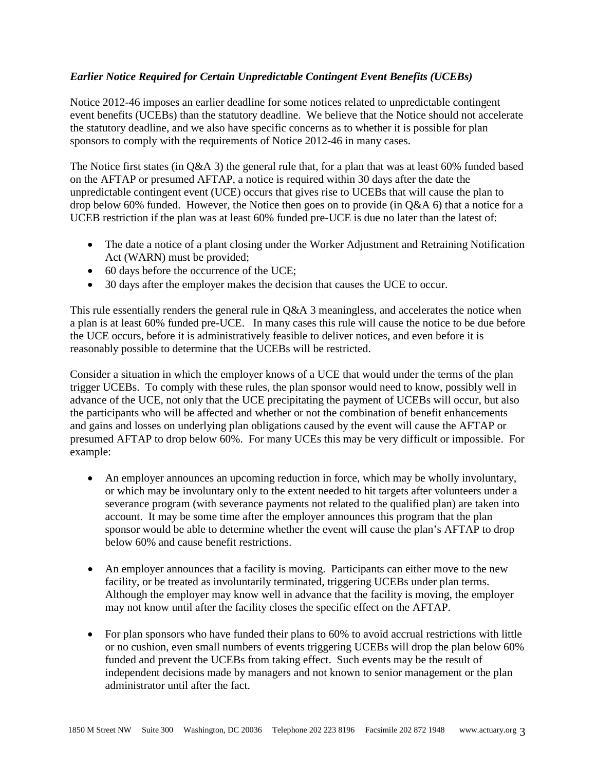### *Earlier Notice Required for Certain Unpredictable Contingent Event Benefits (UCEBs)*

Notice 2012-46 imposes an earlier deadline for some notices related to unpredictable contingent event benefits (UCEBs) than the statutory deadline. We believe that the Notice should not accelerate the statutory deadline, and we also have specific concerns as to whether it is possible for plan sponsors to comply with the requirements of Notice 2012-46 in many cases.

The Notice first states (in Q&A 3) the general rule that, for a plan that was at least 60% funded based on the AFTAP or presumed AFTAP, a notice is required within 30 days after the date the unpredictable contingent event (UCE) occurs that gives rise to UCEBs that will cause the plan to drop below 60% funded. However, the Notice then goes on to provide (in Q&A 6) that a notice for a UCEB restriction if the plan was at least 60% funded pre-UCE is due no later than the latest of:

- The date a notice of a plant closing under the Worker Adjustment and Retraining Notification Act (WARN) must be provided;
- 60 days before the occurrence of the UCE;
- 30 days after the employer makes the decision that causes the UCE to occur.

This rule essentially renders the general rule in Q&A 3 meaningless, and accelerates the notice when a plan is at least 60% funded pre-UCE. In many cases this rule will cause the notice to be due before the UCE occurs, before it is administratively feasible to deliver notices, and even before it is reasonably possible to determine that the UCEBs will be restricted.

Consider a situation in which the employer knows of a UCE that would under the terms of the plan trigger UCEBs. To comply with these rules, the plan sponsor would need to know, possibly well in advance of the UCE, not only that the UCE precipitating the payment of UCEBs will occur, but also the participants who will be affected and whether or not the combination of benefit enhancements and gains and losses on underlying plan obligations caused by the event will cause the AFTAP or presumed AFTAP to drop below 60%. For many UCEs this may be very difficult or impossible. For example:

- An employer announces an upcoming reduction in force, which may be wholly involuntary, or which may be involuntary only to the extent needed to hit targets after volunteers under a severance program (with severance payments not related to the qualified plan) are taken into account. It may be some time after the employer announces this program that the plan sponsor would be able to determine whether the event will cause the plan's AFTAP to drop below 60% and cause benefit restrictions.

- An employer announces that a facility is moving. Participants can either move to the new facility, or be treated as involuntarily terminated, triggering UCEBs under plan terms. Although the employer may know well in advance that the facility is moving, the employer may not know until after the facility closes the specific effect on the AFTAP.

- For plan sponsors who have funded their plans to 60% to avoid accrual restrictions with little or no cushion, even small numbers of events triggering UCEBs will drop the plan below 60% funded and prevent the UCEBs from taking effect. Such events may be the result of independent decisions made by managers and not known to senior management or the plan administrator until after the fact.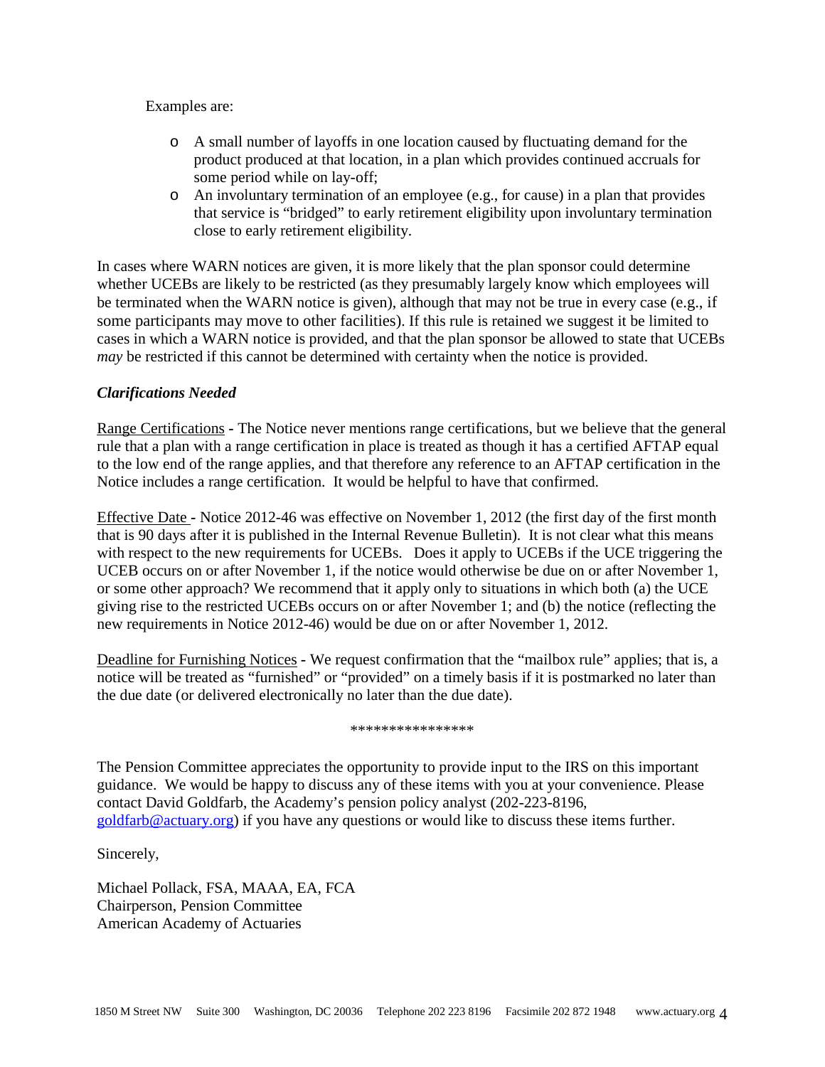Examples are:

- A small number of layoffs in one location caused by fluctuating demand for the product produced at that location, in a plan which provides continued accruals for some period while on lay-off;
- An involuntary termination of an employee (e.g., for cause) in a plan that provides that service is "bridged" to early retirement eligibility upon involuntary termination close to early retirement eligibility.

In cases where WARN notices are given, it is more likely that the plan sponsor could determine whether UCEBs are likely to be restricted (as they presumably largely know which employees will be terminated when the WARN notice is given), although that may not be true in every case (e.g., if some participants may move to other facilities). If this rule is retained we suggest it be limited to cases in which a WARN notice is provided, and that the plan sponsor be allowed to state that UCEBs *may* be restricted if this cannot be determined with certainty when the notice is provided.

***Clarifications Needed***

<u>Range Certifications</u> - The Notice never mentions range certifications, but we believe that the general rule that a plan with a range certification in place is treated as though it has a certified AFTAP equal to the low end of the range applies, and that therefore any reference to an AFTAP certification in the Notice includes a range certification. It would be helpful to have that confirmed.

<u>Effective Date</u> - Notice 2012-46 was effective on November 1, 2012 (the first day of the first month that is 90 days after it is published in the Internal Revenue Bulletin). It is not clear what this means with respect to the new requirements for UCEBs. Does it apply to UCEBs if the UCE triggering the UCEB occurs on or after November 1, if the notice would otherwise be due on or after November 1, or some other approach? We recommend that it apply only to situations in which both (a) the UCE giving rise to the restricted UCEBs occurs on or after November 1; and (b) the notice (reflecting the new requirements in Notice 2012-46) would be due on or after November 1, 2012.

<u>Deadline for Furnishing Notices</u> - We request confirmation that the "mailbox rule" applies; that is, a notice will be treated as "furnished" or "provided" on a timely basis if it is postmarked no later than the due date (or delivered electronically no later than the due date).

****************

The Pension Committee appreciates the opportunity to provide input to the IRS on this important guidance. We would be happy to discuss any of these items with you at your convenience. Please contact David Goldfarb, the Academy's pension policy analyst (202-223-8196, goldfarb@actuary.org) if you have any questions or would like to discuss these items further.

Sincerely,

Michael Pollack, FSA, MAAA, EA, FCA
Chairperson, Pension Committee
American Academy of Actuaries